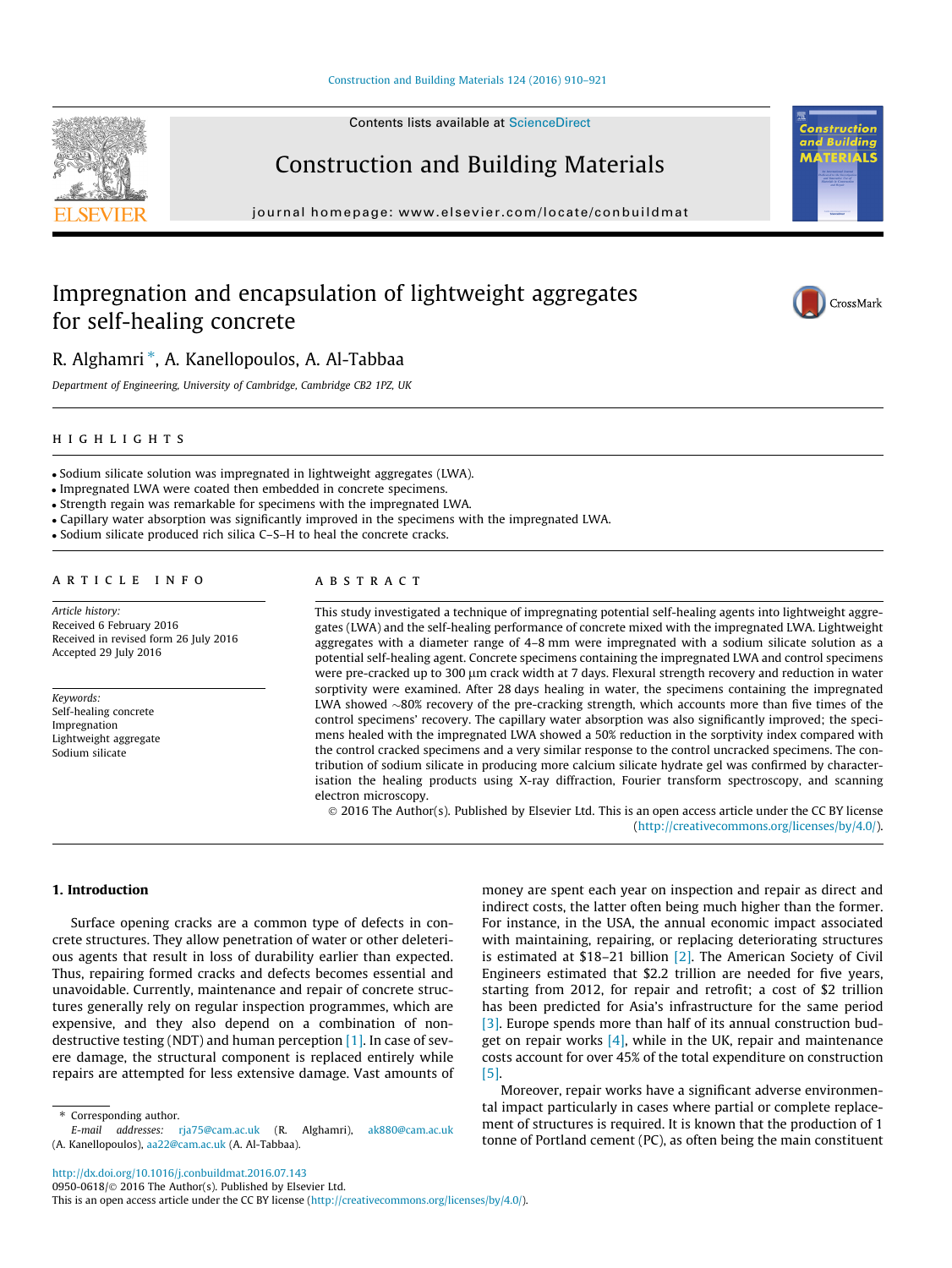# Impregnation and encapsulation of lightweight aggregates for self-healing concrete

R. Alghamri *, A. Kanellopoulos, A. Al-Tabbaa

*Department of Engineering, University of Cambridge, Cambridge CB2 1PZ, UK*

## HIGHLIGHTS

- Sodium silicate solution was impregnated in lightweight aggregates (LWA).
- Impregnated LWA were coated then embedded in concrete specimens.
- Strength regain was remarkable for specimens with the impregnated LWA.
- Capillary water absorption was significantly improved in the specimens with the impregnated LWA.
- Sodium silicate produced rich silica C–S–H to heal the concrete cracks.

## ARTICLE INFO

*Article history:*
Received 6 February 2016
Received in revised form 26 July 2016
Accepted 29 July 2016

*Keywords:*
Self-healing concrete
Impregnation
Lightweight aggregate
Sodium silicate

## ABSTRACT

This study investigated a technique of impregnating potential self-healing agents into lightweight aggregates (LWA) and the self-healing performance of concrete mixed with the impregnated LWA. Lightweight aggregates with a diameter range of 4–8 mm were impregnated with a sodium silicate solution as a potential self-healing agent. Concrete specimens containing the impregnated LWA and control specimens were pre-cracked up to 300 μm crack width at 7 days. Flexural strength recovery and reduction in water sorptivity were examined. After 28 days healing in water, the specimens containing the impregnated LWA showed ~80% recovery of the pre-cracking strength, which accounts more than five times of the control specimens' recovery. The capillary water absorption was also significantly improved; the specimens healed with the impregnated LWA showed a 50% reduction in the sorptivity index compared with the control cracked specimens and a very similar response to the control uncracked specimens. The contribution of sodium silicate in producing more calcium silicate hydrate gel was confirmed by characterisation the healing products using X-ray diffraction, Fourier transform spectroscopy, and scanning electron microscopy.

© 2016 The Author(s). Published by Elsevier Ltd. This is an open access article under the CC BY license (http://creativecommons.org/licenses/by/4.0/).

## 1. Introduction

Surface opening cracks are a common type of defects in concrete structures. They allow penetration of water or other deleterious agents that result in loss of durability earlier than expected. Thus, repairing formed cracks and defects becomes essential and unavoidable. Currently, maintenance and repair of concrete structures generally rely on regular inspection programmes, which are expensive, and they also depend on a combination of non-destructive testing (NDT) and human perception [1]. In case of severe damage, the structural component is replaced entirely while repairs are attempted for less extensive damage. Vast amounts of money are spent each year on inspection and repair as direct and indirect costs, the latter often being much higher than the former. For instance, in the USA, the annual economic impact associated with maintaining, repairing, or replacing deteriorating structures is estimated at \$18–21 billion [2]. The American Society of Civil Engineers estimated that \$2.2 trillion are needed for five years, starting from 2012, for repair and retrofit; a cost of \$2 trillion has been predicted for Asia's infrastructure for the same period [3]. Europe spends more than half of its annual construction budget on repair works [4], while in the UK, repair and maintenance costs account for over 45% of the total expenditure on construction [5].

Moreover, repair works have a significant adverse environmental impact particularly in cases where partial or complete replacement of structures is required. It is known that the production of 1 tonne of Portland cement (PC), as often being the main constituent

---

* Corresponding author.
*E-mail addresses:* rja75@cam.ac.uk (R. Alghamri), ak880@cam.ac.uk (A. Kanellopoulos), aa22@cam.ac.uk (A. Al-Tabbaa).

http://dx.doi.org/10.1016/j.conbuildmat.2016.07.143
0950-0618/© 2016 The Author(s). Published by Elsevier Ltd.
This is an open access article under the CC BY license (http://creativecommons.org/licenses/by/4.0/).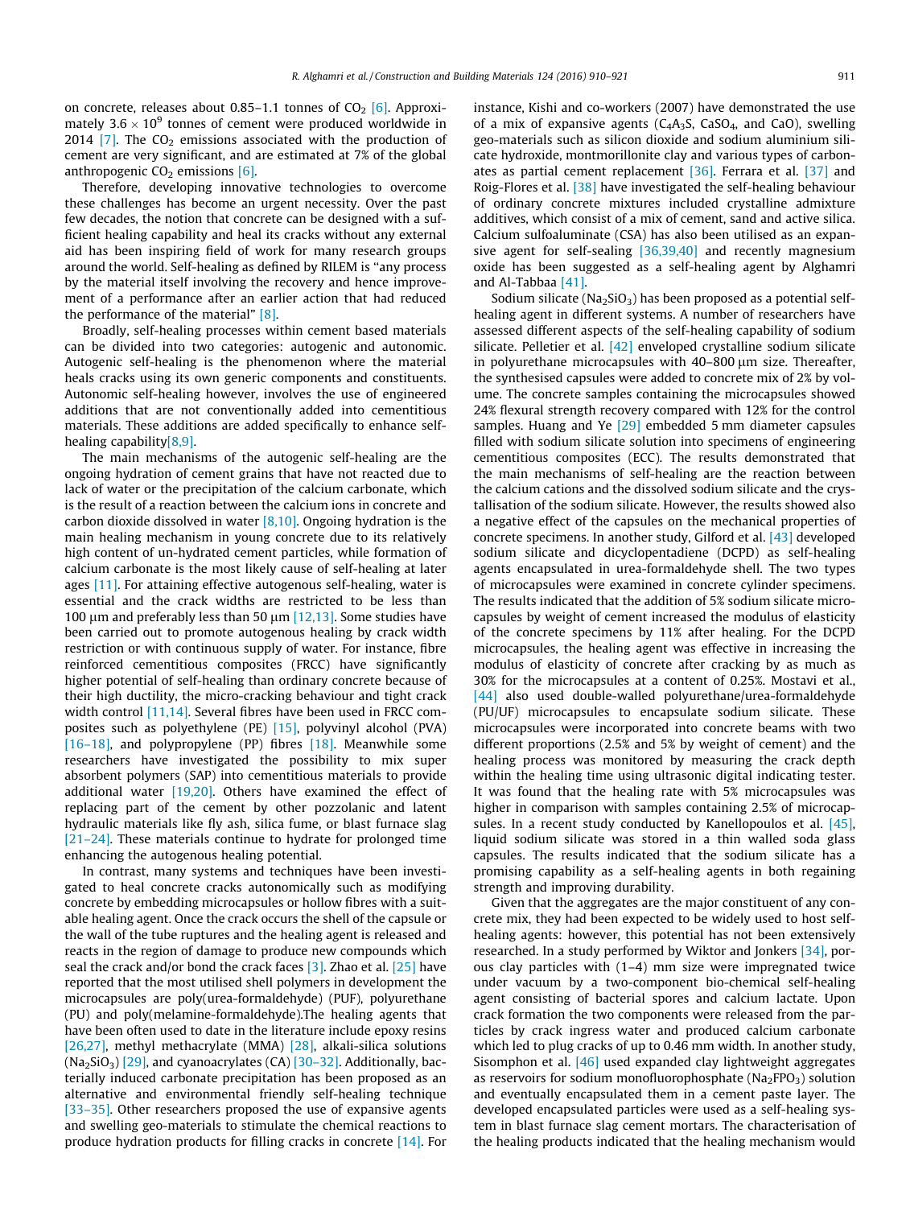on concrete, releases about 0.85–1.1 tonnes of $CO_2$ [6]. Approximately $3.6 \times 10^9$ tonnes of cement were produced worldwide in 2014 [7]. The $CO_2$ emissions associated with the production of cement are very significant, and are estimated at 7% of the global anthropogenic $CO_2$ emissions [6].

Therefore, developing innovative technologies to overcome these challenges has become an urgent necessity. Over the past few decades, the notion that concrete can be designed with a sufficient healing capability and heal its cracks without any external aid has been inspiring field of work for many research groups around the world. Self-healing as defined by RILEM is "any process by the material itself involving the recovery and hence improvement of a performance after an earlier action that had reduced the performance of the material" [8].

Broadly, self-healing processes within cement based materials can be divided into two categories: autogenic and autonomic. Autogenic self-healing is the phenomenon where the material heals cracks using its own generic components and constituents. Autonomic self-healing however, involves the use of engineered additions that are not conventionally added into cementitious materials. These additions are added specifically to enhance self-healing capability[8,9].

The main mechanisms of the autogenic self-healing are the ongoing hydration of cement grains that have not reacted due to lack of water or the precipitation of the calcium carbonate, which is the result of a reaction between the calcium ions in concrete and carbon dioxide dissolved in water [8,10]. Ongoing hydration is the main healing mechanism in young concrete due to its relatively high content of un-hydrated cement particles, while formation of calcium carbonate is the most likely cause of self-healing at later ages [11]. For attaining effective autogenous self-healing, water is essential and the crack widths are restricted to be less than 100 μm and preferably less than 50 μm [12,13]. Some studies have been carried out to promote autogenous healing by crack width restriction or with continuous supply of water. For instance, fibre reinforced cementitious composites (FRCC) have significantly higher potential of self-healing than ordinary concrete because of their high ductility, the micro-cracking behaviour and tight crack width control [11,14]. Several fibres have been used in FRCC composites such as polyethylene (PE) [15], polyvinyl alcohol (PVA) [16–18], and polypropylene (PP) fibres [18]. Meanwhile some researchers have investigated the possibility to mix super absorbent polymers (SAP) into cementitious materials to provide additional water [19,20]. Others have examined the effect of replacing part of the cement by other pozzolanic and latent hydraulic materials like fly ash, silica fume, or blast furnace slag [21–24]. These materials continue to hydrate for prolonged time enhancing the autogenous healing potential.

In contrast, many systems and techniques have been investigated to heal concrete cracks autonomically such as modifying concrete by embedding microcapsules or hollow fibres with a suitable healing agent. Once the crack occurs the shell of the capsule or the wall of the tube ruptures and the healing agent is released and reacts in the region of damage to produce new compounds which seal the crack and/or bond the crack faces [3]. Zhao et al. [25] have reported that the most utilised shell polymers in development the microcapsules are poly(urea-formaldehyde) (PUF), polyurethane (PU) and poly(melamine-formaldehyde).The healing agents that have been often used to date in the literature include epoxy resins [26,27], methyl methacrylate (MMA) [28], alkali-silica solutions ($Na_2SiO_3$) [29], and cyanoacrylates (CA) [30–32]. Additionally, bacterially induced carbonate precipitation has been proposed as an alternative and environmental friendly self-healing technique [33–35]. Other researchers proposed the use of expansive agents and swelling geo-materials to stimulate the chemical reactions to produce hydration products for filling cracks in concrete [14]. For instance, Kishi and co-workers (2007) have demonstrated the use of a mix of expansive agents ($C_4A_3S$, $CaSO_4$, and CaO), swelling geo-materials such as silicon dioxide and sodium aluminium silicate hydroxide, montmorillonite clay and various types of carbonates as partial cement replacement [36]. Ferrara et al. [37] and Roig-Flores et al. [38] have investigated the self-healing behaviour of ordinary concrete mixtures included crystalline admixture additives, which consist of a mix of cement, sand and active silica. Calcium sulfoaluminate (CSA) has also been utilised as an expansive agent for self-sealing [36,39,40] and recently magnesium oxide has been suggested as a self-healing agent by Alghamri and Al-Tabbaa [41].

Sodium silicate ($Na_2SiO_3$) has been proposed as a potential self-healing agent in different systems. A number of researchers have assessed different aspects of the self-healing capability of sodium silicate. Pelletier et al. [42] enveloped crystalline sodium silicate in polyurethane microcapsules with 40–800 μm size. Thereafter, the synthesised capsules were added to concrete mix of 2% by volume. The concrete samples containing the microcapsules showed 24% flexural strength recovery compared with 12% for the control samples. Huang and Ye [29] embedded 5 mm diameter capsules filled with sodium silicate solution into specimens of engineering cementitious composites (ECC). The results demonstrated that the main mechanisms of self-healing are the reaction between the calcium cations and the dissolved sodium silicate and the crystallisation of the sodium silicate. However, the results showed also a negative effect of the capsules on the mechanical properties of concrete specimens. In another study, Gilford et al. [43] developed sodium silicate and dicyclopentadiene (DCPD) as self-healing agents encapsulated in urea-formaldehyde shell. The two types of microcapsules were examined in concrete cylinder specimens. The results indicated that the addition of 5% sodium silicate microcapsules by weight of cement increased the modulus of elasticity of the concrete specimens by 11% after healing. For the DCPD microcapsules, the healing agent was effective in increasing the modulus of elasticity of concrete after cracking by as much as 30% for the microcapsules at a content of 0.25%. Mostavi et al., [44] also used double-walled polyurethane/urea-formaldehyde (PU/UF) microcapsules to encapsulate sodium silicate. These microcapsules were incorporated into concrete beams with two different proportions (2.5% and 5% by weight of cement) and the healing process was monitored by measuring the crack depth within the healing time using ultrasonic digital indicating tester. It was found that the healing rate with 5% microcapsules was higher in comparison with samples containing 2.5% of microcapsules. In a recent study conducted by Kanellopoulos et al. [45], liquid sodium silicate was stored in a thin walled soda glass capsules. The results indicated that the sodium silicate has a promising capability as a self-healing agents in both regaining strength and improving durability.

Given that the aggregates are the major constituent of any concrete mix, they had been expected to be widely used to host self-healing agents: however, this potential has not been extensively researched. In a study performed by Wiktor and Jonkers [34], porous clay particles with (1–4) mm size were impregnated twice under vacuum by a two-component bio-chemical self-healing agent consisting of bacterial spores and calcium lactate. Upon crack formation the two components were released from the particles by crack ingress water and produced calcium carbonate which led to plug cracks of up to 0.46 mm width. In another study, Sisomphon et al. [46] used expanded clay lightweight aggregates as reservoirs for sodium monofluorophosphate ($Na_2FPO_3$) solution and eventually encapsulated them in a cement paste layer. The developed encapsulated particles were used as a self-healing system in blast furnace slag cement mortars. The characterisation of the healing products indicated that the healing mechanism would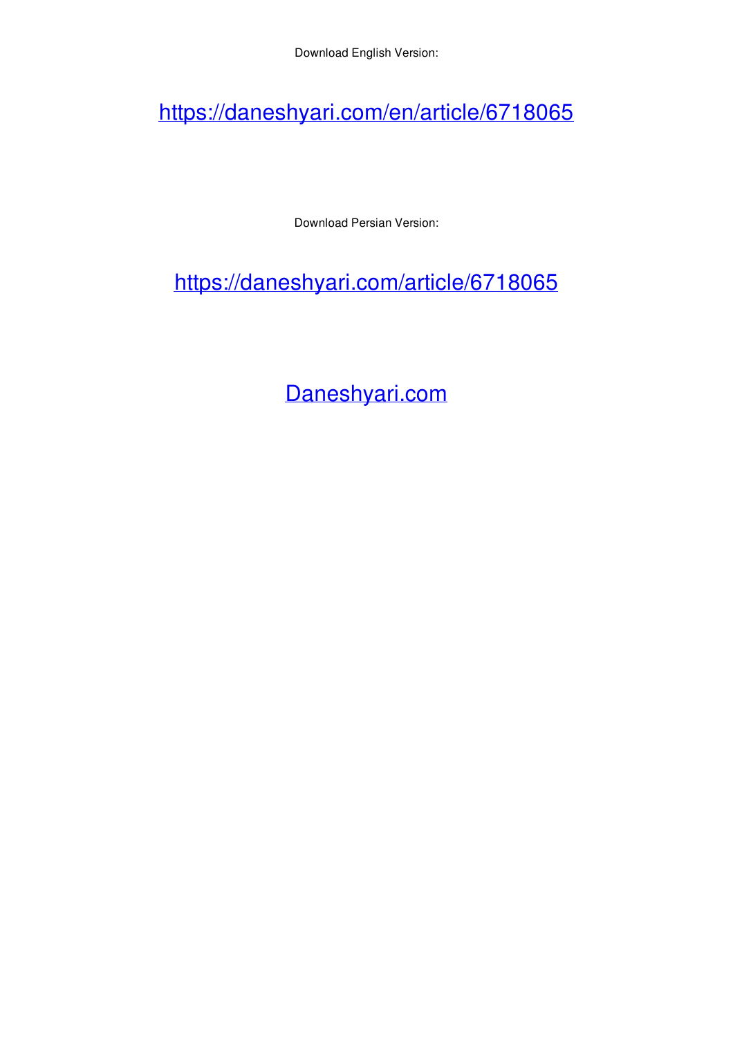Download English Version:

https://daneshyari.com/en/article/6718065

Download Persian Version:

https://daneshyari.com/article/6718065

Daneshyari.com